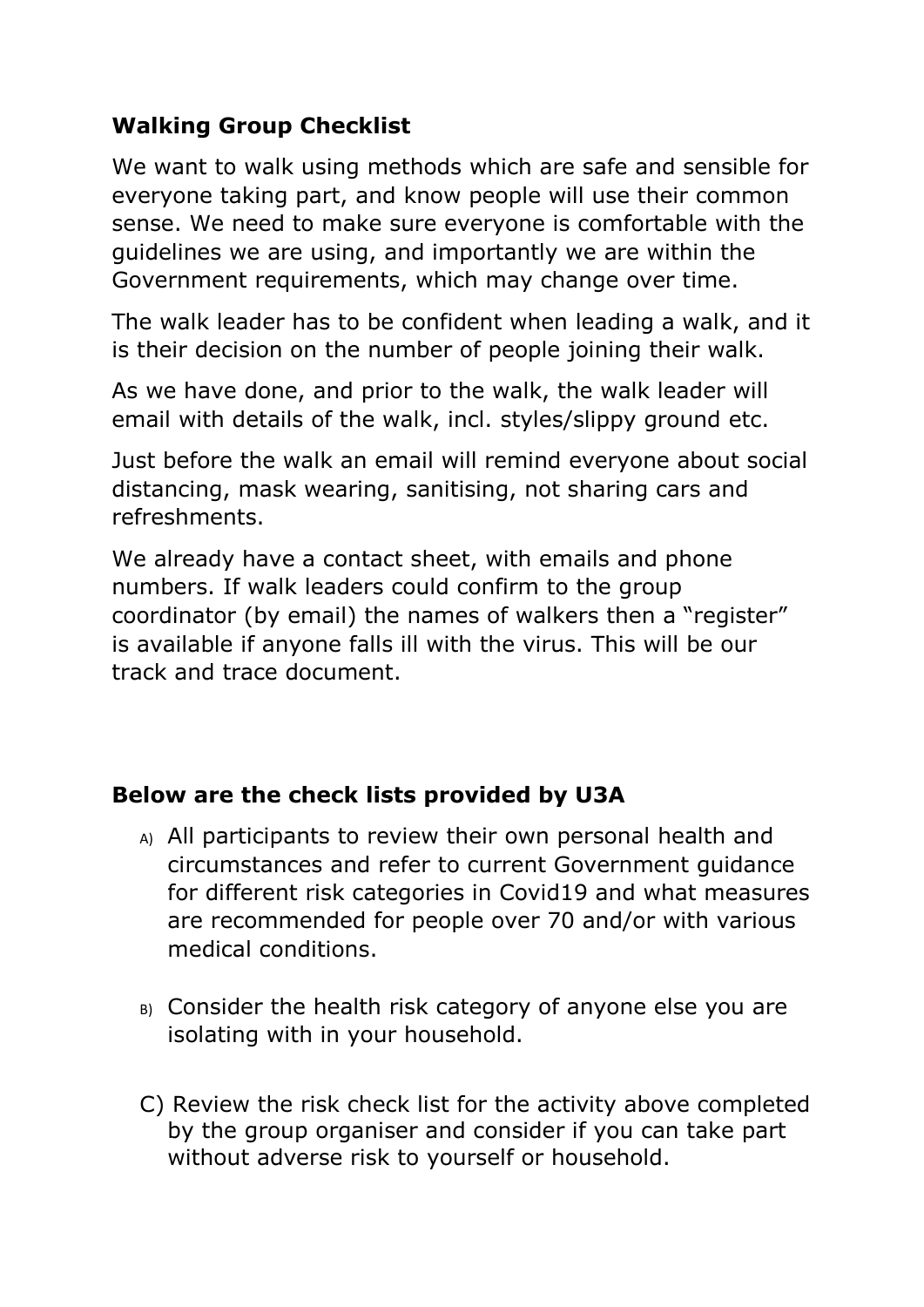**Walking Group Checklist**

We want to walk using methods which are safe and sensible for everyone taking part, and know people will use their common sense. We need to make sure everyone is comfortable with the guidelines we are using, and importantly we are within the Government requirements, which may change over time.

The walk leader has to be confident when leading a walk, and it is their decision on the number of people joining their walk.

As we have done, and prior to the walk, the walk leader will email with details of the walk, incl. styles/slippy ground etc.

Just before the walk an email will remind everyone about social distancing, mask wearing, sanitising, not sharing cars and refreshments.

We already have a contact sheet, with emails and phone numbers. If walk leaders could confirm to the group coordinator (by email) the names of walkers then a "register" is available if anyone falls ill with the virus. This will be our track and trace document.

**Below are the check lists provided by U3A**

A) All participants to review their own personal health and circumstances and refer to current Government guidance for different risk categories in Covid19 and what measures are recommended for people over 70 and/or with various medical conditions.

B) Consider the health risk category of anyone else you are isolating with in your household.

C) Review the risk check list for the activity above completed by the group organiser and consider if you can take part without adverse risk to yourself or household.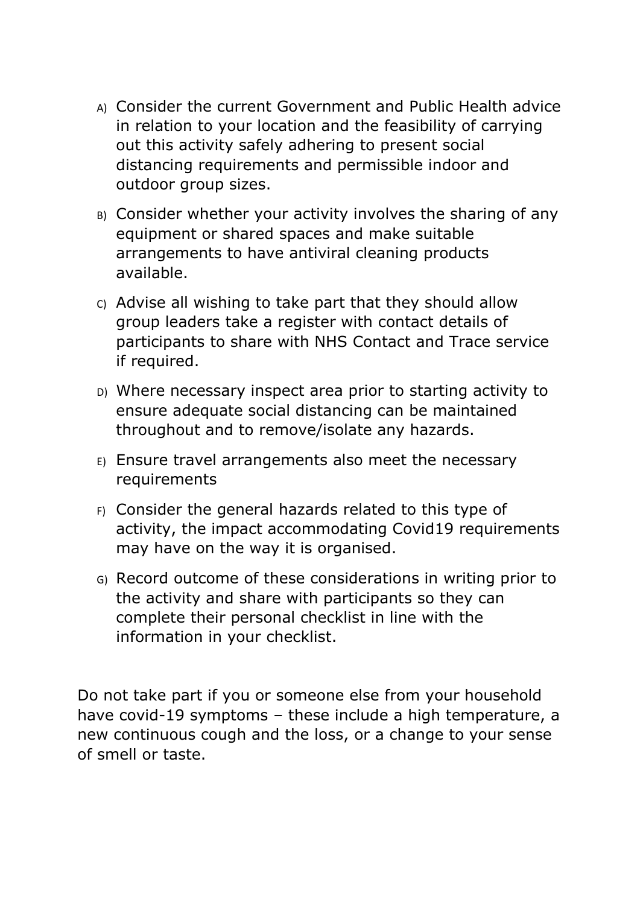A) Consider the current Government and Public Health advice in relation to your location and the feasibility of carrying out this activity safely adhering to present social distancing requirements and permissible indoor and outdoor group sizes.

B) Consider whether your activity involves the sharing of any equipment or shared spaces and make suitable arrangements to have antiviral cleaning products available.

C) Advise all wishing to take part that they should allow group leaders take a register with contact details of participants to share with NHS Contact and Trace service if required.

D) Where necessary inspect area prior to starting activity to ensure adequate social distancing can be maintained throughout and to remove/isolate any hazards.

E) Ensure travel arrangements also meet the necessary requirements

F) Consider the general hazards related to this type of activity, the impact accommodating Covid19 requirements may have on the way it is organised.

G) Record outcome of these considerations in writing prior to the activity and share with participants so they can complete their personal checklist in line with the information in your checklist.

Do not take part if you or someone else from your household have covid-19 symptoms – these include a high temperature, a new continuous cough and the loss, or a change to your sense of smell or taste.